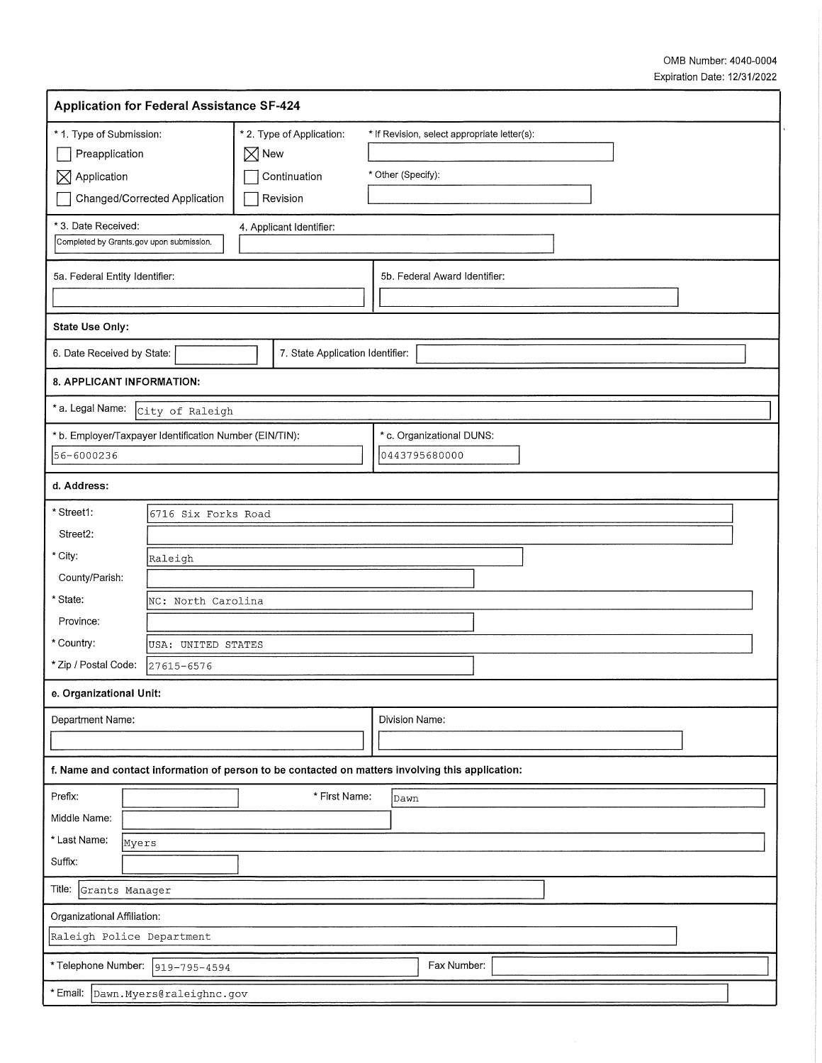OMB Number: 4040-0004
Expiration Date: 12/31/2022

## Application for Federal Assistance SF-424

| * 1. Type of Submission: | * 2. Type of Application: | * If Revision, select appropriate letter(s): |
|---|---|---|
| ☐ Preapplication | ☒ New | |
| ☒ Application | ☐ Continuation | * Other (Specify): |
| ☐ Changed/Corrected Application | ☐ Revision | |

| * 3. Date Received: | 4. Applicant Identifier: |
|---|---|
| Completed by Grants.gov upon submission. | |

| 5a. Federal Entity Identifier: | 5b. Federal Award Identifier: |
|---|---|
| | |

**State Use Only:**

| 6. Date Received by State: | 7. State Application Identifier: |
|---|---|
| | |

**8. APPLICANT INFORMATION:**

* a. Legal Name: City of Raleigh

| * b. Employer/Taxpayer Identification Number (EIN/TIN): | * c. Organizational DUNS: |
|---|---|
| 56-6000236 | 0443795680000 |

**d. Address:**

| Field | Value |
|---|---|
| * Street1: | 6716 Six Forks Road |
| Street2: | |
| * City: | Raleigh |
| County/Parish: | |
| * State: | NC: North Carolina |
| Province: | |
| * Country: | USA: UNITED STATES |
| * Zip / Postal Code: | 27615-6576 |

**e. Organizational Unit:**

| Department Name: | Division Name: |
|---|---|
| | |

**f. Name and contact information of person to be contacted on matters involving this application:**

| Field | Value |
|---|---|
| Prefix: | |
| * First Name: | Dawn |
| Middle Name: | |
| * Last Name: | Myers |
| Suffix: | |
| Title: | Grants Manager |
| Organizational Affiliation: | Raleigh Police Department |
| * Telephone Number: | 919-795-4594 |
| Fax Number: | |
| * Email: | Dawn.Myers@raleighnc.gov |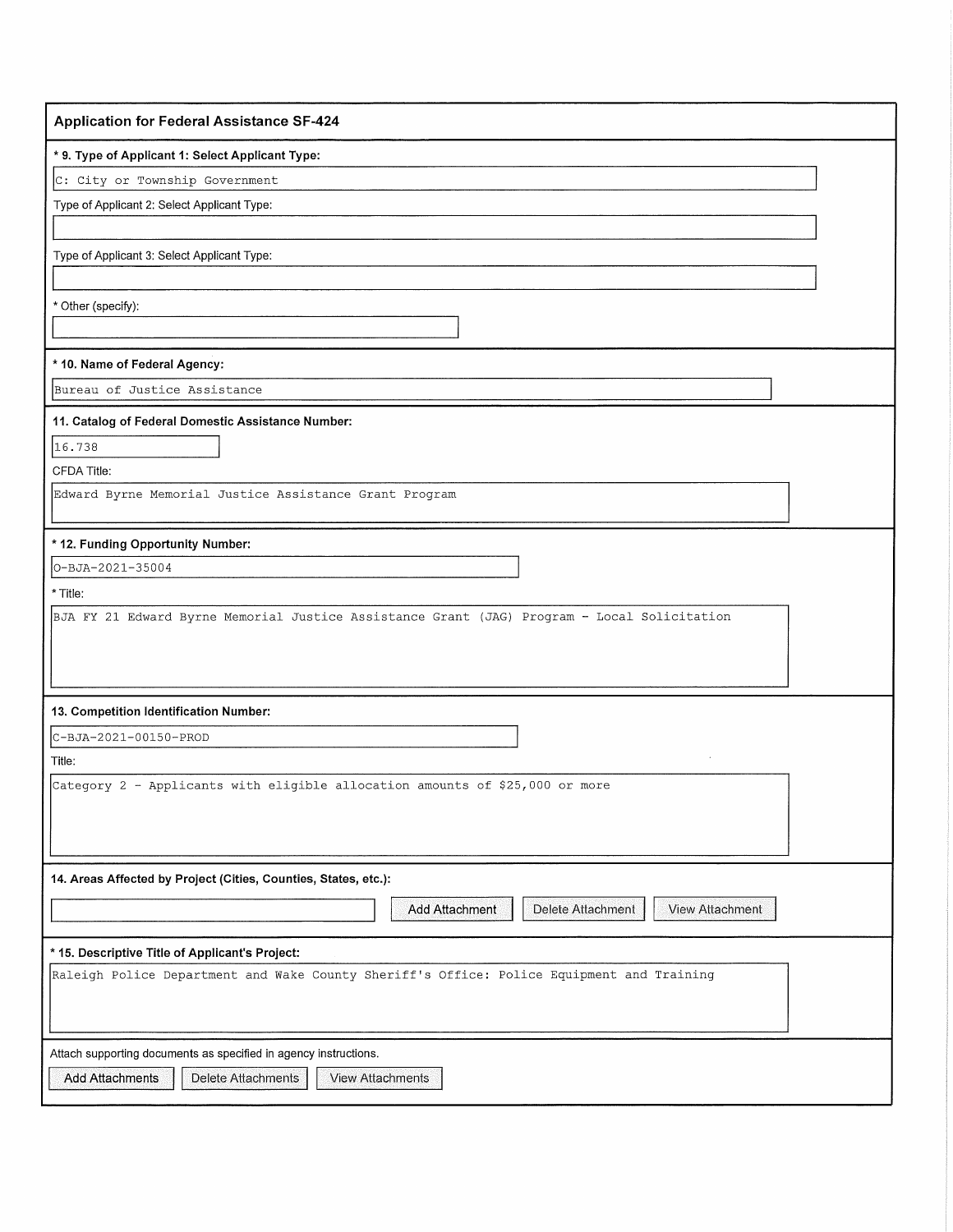## Application for Federal Assistance SF-424

**\* 9. Type of Applicant 1: Select Applicant Type:**

C: City or Township Government

Type of Applicant 2: Select Applicant Type:

Type of Applicant 3: Select Applicant Type:

\* Other (specify):

**\* 10. Name of Federal Agency:**

Bureau of Justice Assistance

**11. Catalog of Federal Domestic Assistance Number:**

16.738

CFDA Title:

Edward Byrne Memorial Justice Assistance Grant Program

**\* 12. Funding Opportunity Number:**

O-BJA-2021-35004

\* Title:

BJA FY 21 Edward Byrne Memorial Justice Assistance Grant (JAG) Program - Local Solicitation

**13. Competition Identification Number:**

C-BJA-2021-00150-PROD

Title:

Category 2 - Applicants with eligible allocation amounts of $25,000 or more

**14. Areas Affected by Project (Cities, Counties, States, etc.):**

Add Attachment | Delete Attachment | View Attachment

**\* 15. Descriptive Title of Applicant's Project:**

Raleigh Police Department and Wake County Sheriff's Office: Police Equipment and Training

Attach supporting documents as specified in agency instructions.

Add Attachments | Delete Attachments | View Attachments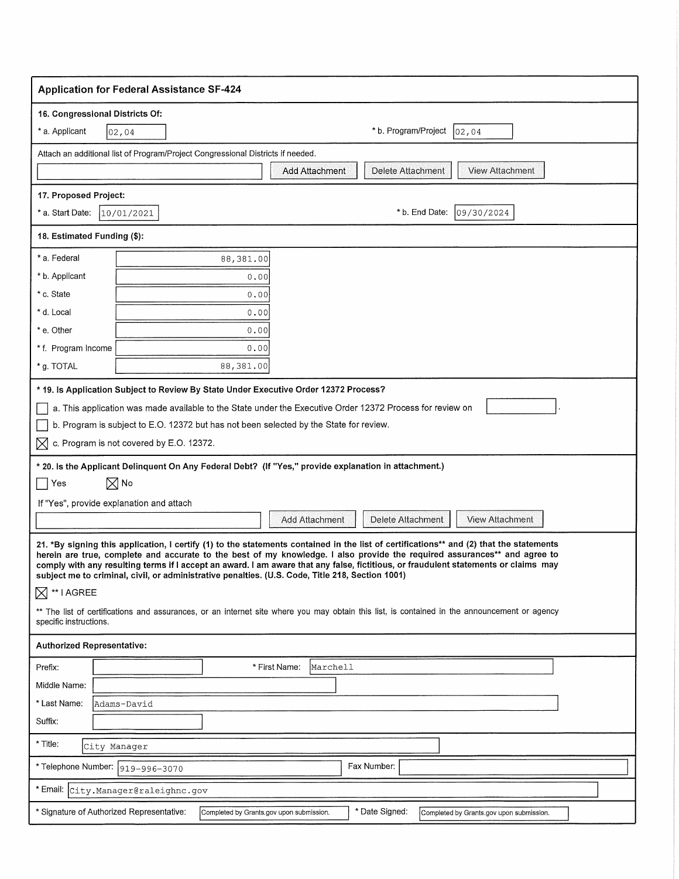## Application for Federal Assistance SF-424

**16. Congressional Districts Of:**

\* a. Applicant: 02,04

\* b. Program/Project: 02,04

Attach an additional list of Program/Project Congressional Districts if needed.

Add Attachment | Delete Attachment | View Attachment

**17. Proposed Project:**

\* a. Start Date: 10/01/2021

\* b. End Date: 09/30/2024

**18. Estimated Funding ($):**

| | |
|---|---|
| * a. Federal | 88,381.00 |
| * b. Applicant | 0.00 |
| * c. State | 0.00 |
| * d. Local | 0.00 |
| * e. Other | 0.00 |
| * f. Program Income | 0.00 |
| * g. TOTAL | 88,381.00 |

**\* 19. Is Application Subject to Review By State Under Executive Order 12372 Process?**

☐ a. This application was made available to the State under the Executive Order 12372 Process for review on ________.

☐ b. Program is subject to E.O. 12372 but has not been selected by the State for review.

☒ c. Program is not covered by E.O. 12372.

**\* 20. Is the Applicant Delinquent On Any Federal Debt? (If "Yes," provide explanation in attachment.)**

☐ Yes ☒ No

If "Yes", provide explanation and attach

Add Attachment | Delete Attachment | View Attachment

**21. \*By signing this application, I certify (1) to the statements contained in the list of certifications\*\* and (2) that the statements herein are true, complete and accurate to the best of my knowledge. I also provide the required assurances\*\* and agree to comply with any resulting terms if I accept an award. I am aware that any false, fictitious, or fraudulent statements or claims may subject me to criminal, civil, or administrative penalties. (U.S. Code, Title 218, Section 1001)**

☒ \*\* I AGREE

\*\* The list of certifications and assurances, or an internet site where you may obtain this list, is contained in the announcement or agency specific instructions.

**Authorized Representative:**

Prefix:

\* First Name: Marchell

Middle Name:

\* Last Name: Adams-David

Suffix:

\* Title: City Manager

\* Telephone Number: 919-996-3070

Fax Number:

\* Email: City.Manager@raleighnc.gov

\* Signature of Authorized Representative: Completed by Grants.gov upon submission.

\* Date Signed: Completed by Grants.gov upon submission.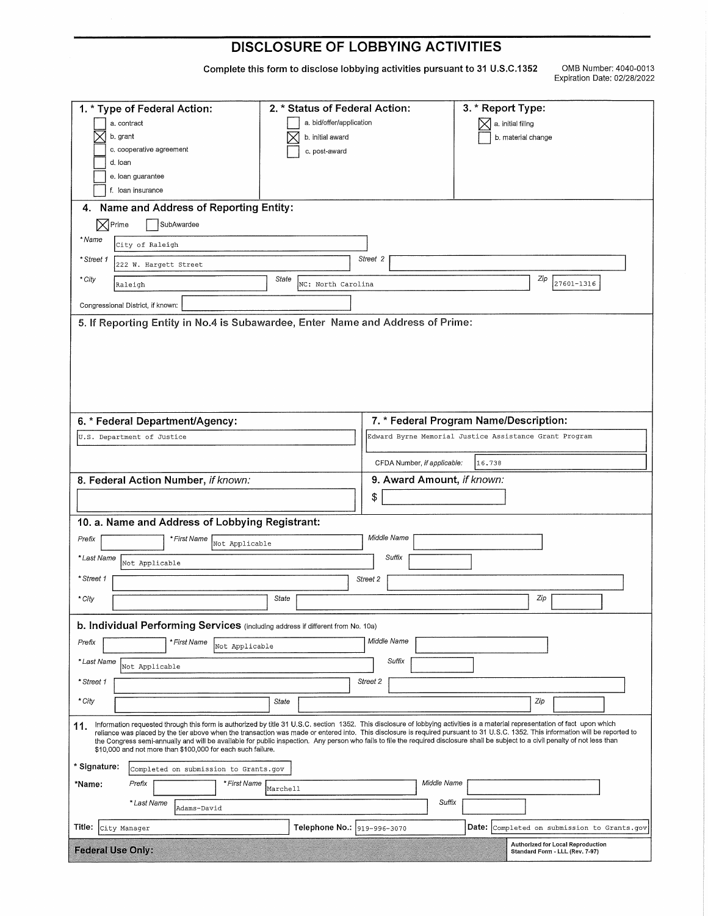# DISCLOSURE OF LOBBYING ACTIVITIES

**Complete this form to disclose lobbying activities pursuant to 31 U.S.C.1352**

OMB Number: 4040-0013
Expiration Date: 02/28/2022

## 1. * Type of Federal Action:

- [ ] a. contract
- [x] b. grant
- [ ] c. cooperative agreement
- [ ] d. loan
- [ ] e. loan guarantee
- [ ] f. loan insurance

## 2. * Status of Federal Action:

- [ ] a. bid/offer/application
- [x] b. initial award
- [ ] c. post-award

## 3. * Report Type:

- [x] a. initial filing
- [ ] b. material change

## 4. Name and Address of Reporting Entity:

- [x] Prime
- [ ] SubAwardee

*Name: City of Raleigh

*Street 1: 222 W. Hargett Street

Street 2:

*City: Raleigh

State: NC: North Carolina

Zip: 27601-1316

Congressional District, if known:

## 5. If Reporting Entity in No.4 is Subawardee, Enter Name and Address of Prime:

## 6. * Federal Department/Agency:

U.S. Department of Justice

## 7. * Federal Program Name/Description:

Edward Byrne Memorial Justice Assistance Grant Program

CFDA Number, *if applicable:* 16.738

## 8. Federal Action Number, *if known:*

## 9. Award Amount, *if known:*

$

## 10. a. Name and Address of Lobbying Registrant:

Prefix:

*First Name: Not Applicable

Middle Name:

*Last Name: Not Applicable

Suffix:

*Street 1:

Street 2:

*City:

State:

Zip:

## b. Individual Performing Services (including address if different from No. 10a)

Prefix:

*First Name: Not Applicable

Middle Name:

*Last Name: Not Applicable

Suffix:

*Street 1:

Street 2:

*City:

State:

Zip:

## 11.

Information requested through this form is authorized by title 31 U.S.C. section 1352. This disclosure of lobbying activities is a material representation of fact upon which reliance was placed by the tier above when the transaction was made or entered into. This disclosure is required pursuant to 31 U.S.C. 1352. This information will be reported to the Congress semi-annually and will be available for public inspection. Any person who fails to file the required disclosure shall be subject to a civil penalty of not less than $10,000 and not more than $100,000 for each such failure.

*Signature: Completed on submission to Grants.gov

*Name: Prefix: *First Name: Marchell Middle Name:

*Last Name: Adams-David Suffix:

Title: City Manager

Telephone No.: 919-996-3070

Date: Completed on submission to Grants.gov

**Federal Use Only:**

Authorized for Local Reproduction
Standard Form - LLL (Rev. 7-97)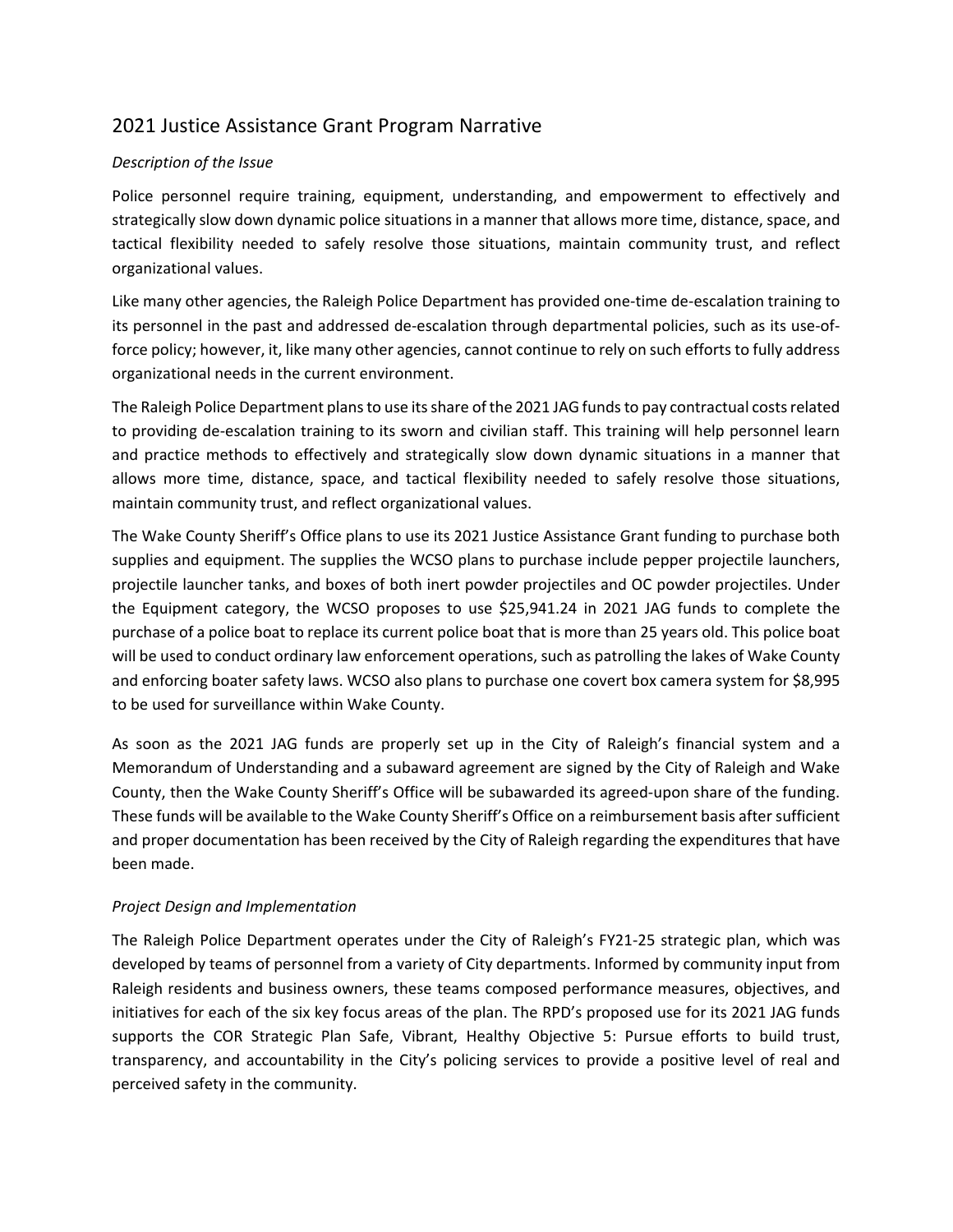# 2021 Justice Assistance Grant Program Narrative

*Description of the Issue*

Police personnel require training, equipment, understanding, and empowerment to effectively and strategically slow down dynamic police situations in a manner that allows more time, distance, space, and tactical flexibility needed to safely resolve those situations, maintain community trust, and reflect organizational values.

Like many other agencies, the Raleigh Police Department has provided one-time de-escalation training to its personnel in the past and addressed de-escalation through departmental policies, such as its use-of-force policy; however, it, like many other agencies, cannot continue to rely on such efforts to fully address organizational needs in the current environment.

The Raleigh Police Department plans to use its share of the 2021 JAG funds to pay contractual costs related to providing de-escalation training to its sworn and civilian staff. This training will help personnel learn and practice methods to effectively and strategically slow down dynamic situations in a manner that allows more time, distance, space, and tactical flexibility needed to safely resolve those situations, maintain community trust, and reflect organizational values.

The Wake County Sheriff's Office plans to use its 2021 Justice Assistance Grant funding to purchase both supplies and equipment. The supplies the WCSO plans to purchase include pepper projectile launchers, projectile launcher tanks, and boxes of both inert powder projectiles and OC powder projectiles. Under the Equipment category, the WCSO proposes to use $25,941.24 in 2021 JAG funds to complete the purchase of a police boat to replace its current police boat that is more than 25 years old. This police boat will be used to conduct ordinary law enforcement operations, such as patrolling the lakes of Wake County and enforcing boater safety laws. WCSO also plans to purchase one covert box camera system for $8,995 to be used for surveillance within Wake County.

As soon as the 2021 JAG funds are properly set up in the City of Raleigh's financial system and a Memorandum of Understanding and a subaward agreement are signed by the City of Raleigh and Wake County, then the Wake County Sheriff's Office will be subawarded its agreed-upon share of the funding. These funds will be available to the Wake County Sheriff's Office on a reimbursement basis after sufficient and proper documentation has been received by the City of Raleigh regarding the expenditures that have been made.

*Project Design and Implementation*

The Raleigh Police Department operates under the City of Raleigh's FY21-25 strategic plan, which was developed by teams of personnel from a variety of City departments. Informed by community input from Raleigh residents and business owners, these teams composed performance measures, objectives, and initiatives for each of the six key focus areas of the plan. The RPD's proposed use for its 2021 JAG funds supports the COR Strategic Plan Safe, Vibrant, Healthy Objective 5: Pursue efforts to build trust, transparency, and accountability in the City's policing services to provide a positive level of real and perceived safety in the community.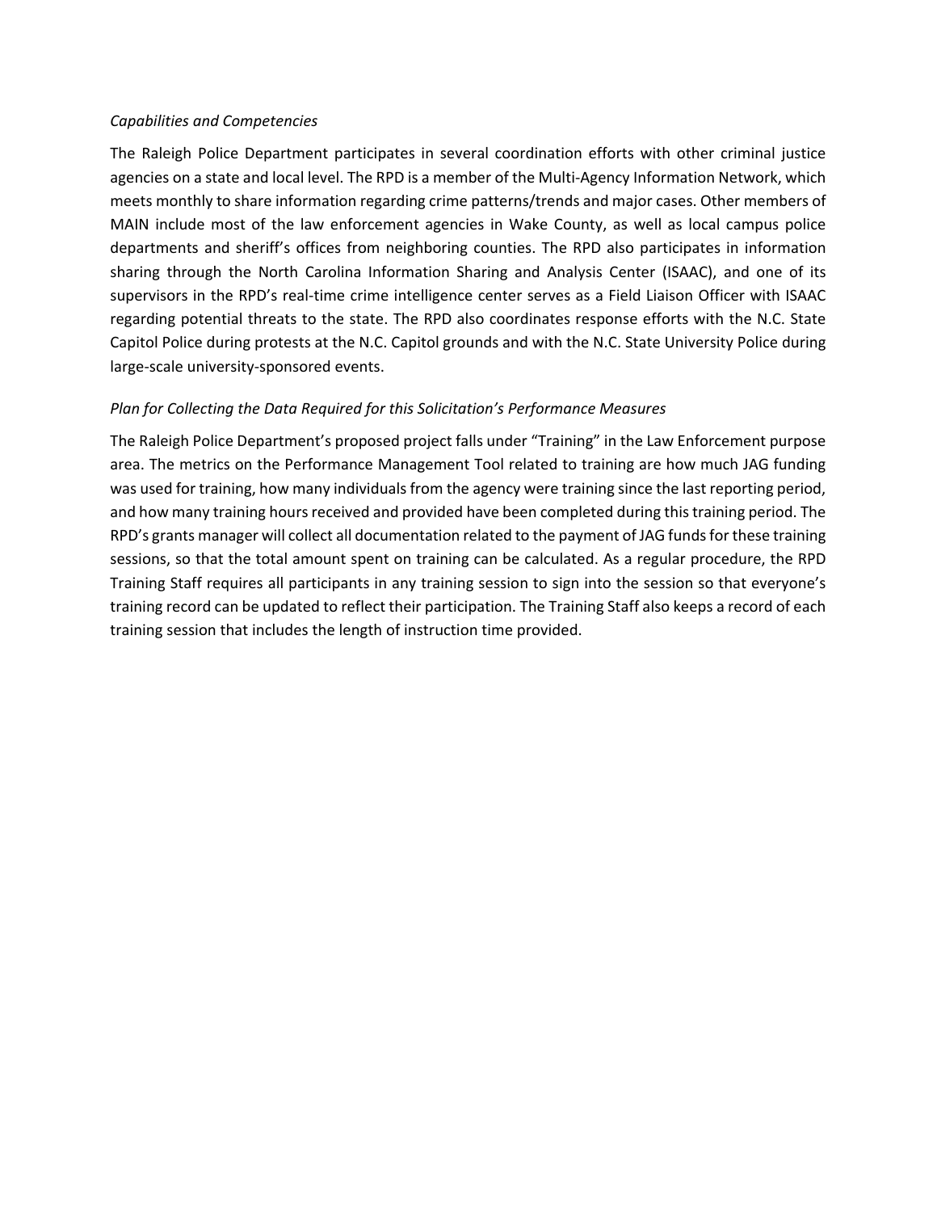*Capabilities and Competencies*

The Raleigh Police Department participates in several coordination efforts with other criminal justice agencies on a state and local level. The RPD is a member of the Multi-Agency Information Network, which meets monthly to share information regarding crime patterns/trends and major cases. Other members of MAIN include most of the law enforcement agencies in Wake County, as well as local campus police departments and sheriff's offices from neighboring counties. The RPD also participates in information sharing through the North Carolina Information Sharing and Analysis Center (ISAAC), and one of its supervisors in the RPD's real-time crime intelligence center serves as a Field Liaison Officer with ISAAC regarding potential threats to the state. The RPD also coordinates response efforts with the N.C. State Capitol Police during protests at the N.C. Capitol grounds and with the N.C. State University Police during large-scale university-sponsored events.

*Plan for Collecting the Data Required for this Solicitation's Performance Measures*

The Raleigh Police Department's proposed project falls under "Training" in the Law Enforcement purpose area. The metrics on the Performance Management Tool related to training are how much JAG funding was used for training, how many individuals from the agency were training since the last reporting period, and how many training hours received and provided have been completed during this training period. The RPD's grants manager will collect all documentation related to the payment of JAG funds for these training sessions, so that the total amount spent on training can be calculated. As a regular procedure, the RPD Training Staff requires all participants in any training session to sign into the session so that everyone's training record can be updated to reflect their participation. The Training Staff also keeps a record of each training session that includes the length of instruction time provided.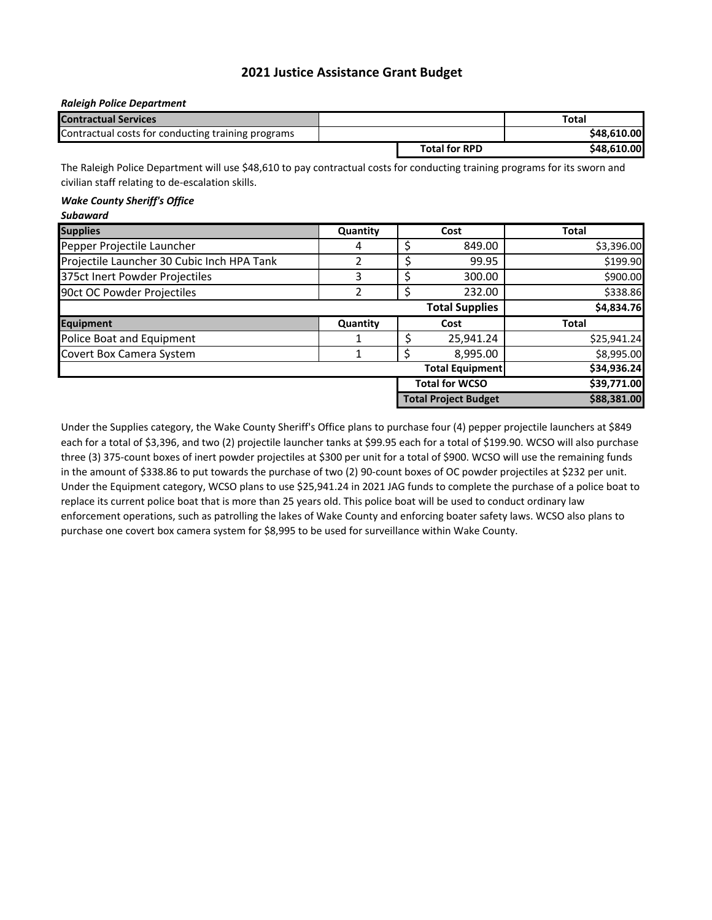# 2021 Justice Assistance Grant Budget

***Raleigh Police Department***

| Contractual Services | | | Total |
|---|---|---|---|
| Contractual costs for conducting training programs | | | $48,610.00 |
| | | **Total for RPD** | **$48,610.00** |

The Raleigh Police Department will use $48,610 to pay contractual costs for conducting training programs for its sworn and civilian staff relating to de-escalation skills.

***Wake County Sheriff's Office***

***Subaward***

| Supplies | Quantity | Cost | Total |
|---|---|---|---|
| Pepper Projectile Launcher | 4 | $ 849.00 | $3,396.00 |
| Projectile Launcher 30 Cubic Inch HPA Tank | 2 | $ 99.95 | $199.90 |
| 375ct Inert Powder Projectiles | 3 | $ 300.00 | $900.00 |
| 90ct OC Powder Projectiles | 2 | $ 232.00 | $338.86 |
| | | **Total Supplies** | **$4,834.76** |
| **Equipment** | **Quantity** | **Cost** | **Total** |
| Police Boat and Equipment | 1 | $ 25,941.24 | $25,941.24 |
| Covert Box Camera System | 1 | $ 8,995.00 | $8,995.00 |
| | | **Total Equipment** | **$34,936.24** |
| | | **Total for WCSO** | **$39,771.00** |
| | | **Total Project Budget** | **$88,381.00** |

Under the Supplies category, the Wake County Sheriff's Office plans to purchase four (4) pepper projectile launchers at $849 each for a total of $3,396, and two (2) projectile launcher tanks at $99.95 each for a total of $199.90. WCSO will also purchase three (3) 375-count boxes of inert powder projectiles at $300 per unit for a total of $900. WCSO will use the remaining funds in the amount of $338.86 to put towards the purchase of two (2) 90-count boxes of OC powder projectiles at $232 per unit. Under the Equipment category, WCSO plans to use $25,941.24 in 2021 JAG funds to complete the purchase of a police boat to replace its current police boat that is more than 25 years old. This police boat will be used to conduct ordinary law enforcement operations, such as patrolling the lakes of Wake County and enforcing boater safety laws. WCSO also plans to purchase one covert box camera system for $8,995 to be used for surveillance within Wake County.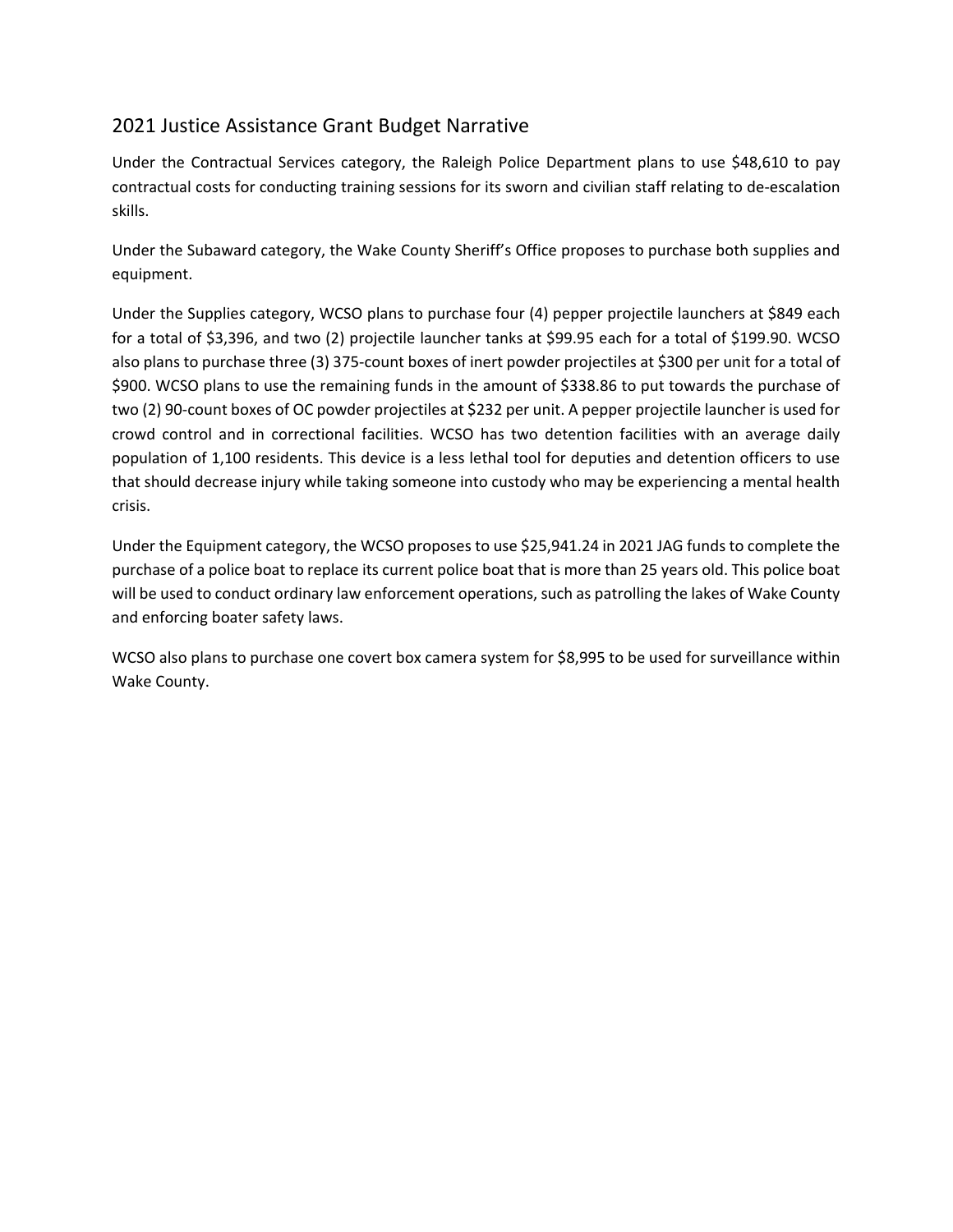## 2021 Justice Assistance Grant Budget Narrative

Under the Contractual Services category, the Raleigh Police Department plans to use $48,610 to pay contractual costs for conducting training sessions for its sworn and civilian staff relating to de-escalation skills.

Under the Subaward category, the Wake County Sheriff's Office proposes to purchase both supplies and equipment.

Under the Supplies category, WCSO plans to purchase four (4) pepper projectile launchers at $849 each for a total of $3,396, and two (2) projectile launcher tanks at $99.95 each for a total of $199.90. WCSO also plans to purchase three (3) 375-count boxes of inert powder projectiles at $300 per unit for a total of $900. WCSO plans to use the remaining funds in the amount of $338.86 to put towards the purchase of two (2) 90-count boxes of OC powder projectiles at $232 per unit. A pepper projectile launcher is used for crowd control and in correctional facilities. WCSO has two detention facilities with an average daily population of 1,100 residents. This device is a less lethal tool for deputies and detention officers to use that should decrease injury while taking someone into custody who may be experiencing a mental health crisis.

Under the Equipment category, the WCSO proposes to use $25,941.24 in 2021 JAG funds to complete the purchase of a police boat to replace its current police boat that is more than 25 years old. This police boat will be used to conduct ordinary law enforcement operations, such as patrolling the lakes of Wake County and enforcing boater safety laws.

WCSO also plans to purchase one covert box camera system for $8,995 to be used for surveillance within Wake County.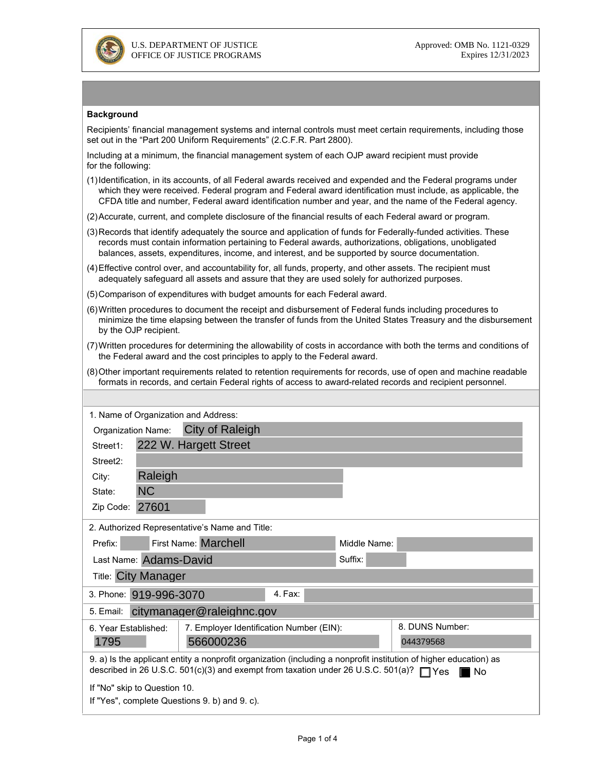U.S. DEPARTMENT OF JUSTICE
OFFICE OF JUSTICE PROGRAMS

Approved: OMB No. 1121-0329
Expires 12/31/2023

**Background**

Recipients' financial management systems and internal controls must meet certain requirements, including those set out in the "Part 200 Uniform Requirements" (2.C.F.R. Part 2800).

Including at a minimum, the financial management system of each OJP award recipient must provide for the following:

(1) Identification, in its accounts, of all Federal awards received and expended and the Federal programs under which they were received. Federal program and Federal award identification must include, as applicable, the CFDA title and number, Federal award identification number and year, and the name of the Federal agency.

(2) Accurate, current, and complete disclosure of the financial results of each Federal award or program.

(3) Records that identify adequately the source and application of funds for Federally-funded activities. These records must contain information pertaining to Federal awards, authorizations, obligations, unobligated balances, assets, expenditures, income, and interest, and be supported by source documentation.

(4) Effective control over, and accountability for, all funds, property, and other assets. The recipient must adequately safeguard all assets and assure that they are used solely for authorized purposes.

(5) Comparison of expenditures with budget amounts for each Federal award.

(6) Written procedures to document the receipt and disbursement of Federal funds including procedures to minimize the time elapsing between the transfer of funds from the United States Treasury and the disbursement by the OJP recipient.

(7) Written procedures for determining the allowability of costs in accordance with both the terms and conditions of the Federal award and the cost principles to apply to the Federal award.

(8) Other important requirements related to retention requirements for records, use of open and machine readable formats in records, and certain Federal rights of access to award-related records and recipient personnel.

1. Name of Organization and Address:

Organization Name: City of Raleigh
Street1: 222 W. Hargett Street
Street2:
City: Raleigh
State: NC
Zip Code: 27601

2. Authorized Representative's Name and Title:

Prefix: First Name: Marchell Middle Name:
Last Name: Adams-David Suffix:
Title: City Manager

3. Phone: 919-996-3070 4. Fax:

5. Email: citymanager@raleighnc.gov

6. Year Established: 1795
7. Employer Identification Number (EIN): 566000236
8. DUNS Number: 044379568

9. a) Is the applicant entity a nonprofit organization (including a nonprofit institution of higher education) as described in 26 U.S.C. 501(c)(3) and exempt from taxation under 26 U.S.C. 501(a)? ☐ Yes ☒ No

If "No" skip to Question 10.
If "Yes", complete Questions 9. b) and 9. c).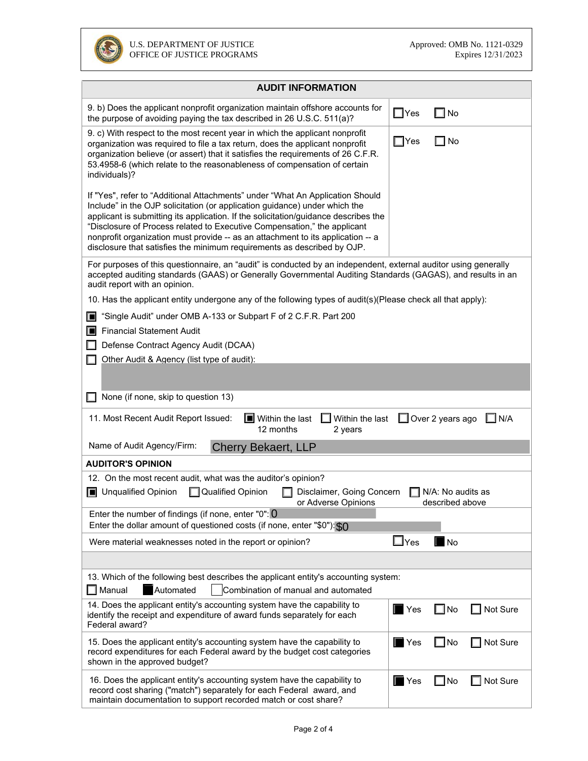U.S. DEPARTMENT OF JUSTICE
OFFICE OF JUSTICE PROGRAMS

Approved: OMB No. 1121-0329
Expires 12/31/2023

## AUDIT INFORMATION

| | |
|---|---|
| 9. b) Does the applicant nonprofit organization maintain offshore accounts for the purpose of avoiding paying the tax described in 26 U.S.C. 511(a)? | ☐ Yes ☐ No |
| 9. c) With respect to the most recent year in which the applicant nonprofit organization was required to file a tax return, does the applicant nonprofit organization believe (or assert) that it satisfies the requirements of 26 C.F.R. 53.4958-6 (which relate to the reasonableness of compensation of certain individuals)?<br><br>If "Yes", refer to "Additional Attachments" under "What An Application Should Include" in the OJP solicitation (or application guidance) under which the applicant is submitting its application. If the solicitation/guidance describes the "Disclosure of Process related to Executive Compensation," the applicant nonprofit organization must provide -- as an attachment to its application -- a disclosure that satisfies the minimum requirements as described by OJP. | ☐ Yes ☐ No |

For purposes of this questionnaire, an "audit" is conducted by an independent, external auditor using generally accepted auditing standards (GAAS) or Generally Governmental Auditing Standards (GAGAS), and results in an audit report with an opinion.

10. Has the applicant entity undergone any of the following types of audit(s)(Please check all that apply):

- ☒ "Single Audit" under OMB A-133 or Subpart F of 2 C.F.R. Part 200
- ☒ Financial Statement Audit
- ☐ Defense Contract Agency Audit (DCAA)
- ☐ Other Audit & Agency (list type of audit):
- ☐ None (if none, skip to question 13)

11. Most Recent Audit Report Issued: ☒ Within the last 12 months ☐ Within the last 2 years ☐ Over 2 years ago ☐ N/A

Name of Audit Agency/Firm: Cherry Bekaert, LLP

### AUDITOR'S OPINION

12. On the most recent audit, what was the auditor's opinion?

☒ Unqualified Opinion ☐ Qualified Opinion ☐ Disclaimer, Going Concern or Adverse Opinions ☐ N/A: No audits as described above

Enter the number of findings (if none, enter "0"): 0

Enter the dollar amount of questioned costs (if none, enter "$0"): $0

Were material weaknesses noted in the report or opinion? ☐ Yes ☒ No

13. Which of the following best describes the applicant entity's accounting system:

☐ Manual ☒ Automated ☐ Combination of manual and automated

| | |
|---|---|
| 14. Does the applicant entity's accounting system have the capability to identify the receipt and expenditure of award funds separately for each Federal award? | ☒ Yes ☐ No ☐ Not Sure |
| 15. Does the applicant entity's accounting system have the capability to record expenditures for each Federal award by the budget cost categories shown in the approved budget? | ☒ Yes ☐ No ☐ Not Sure |
| 16. Does the applicant entity's accounting system have the capability to record cost sharing ("match") separately for each Federal award, and maintain documentation to support recorded match or cost share? | ☒ Yes ☐ No ☐ Not Sure |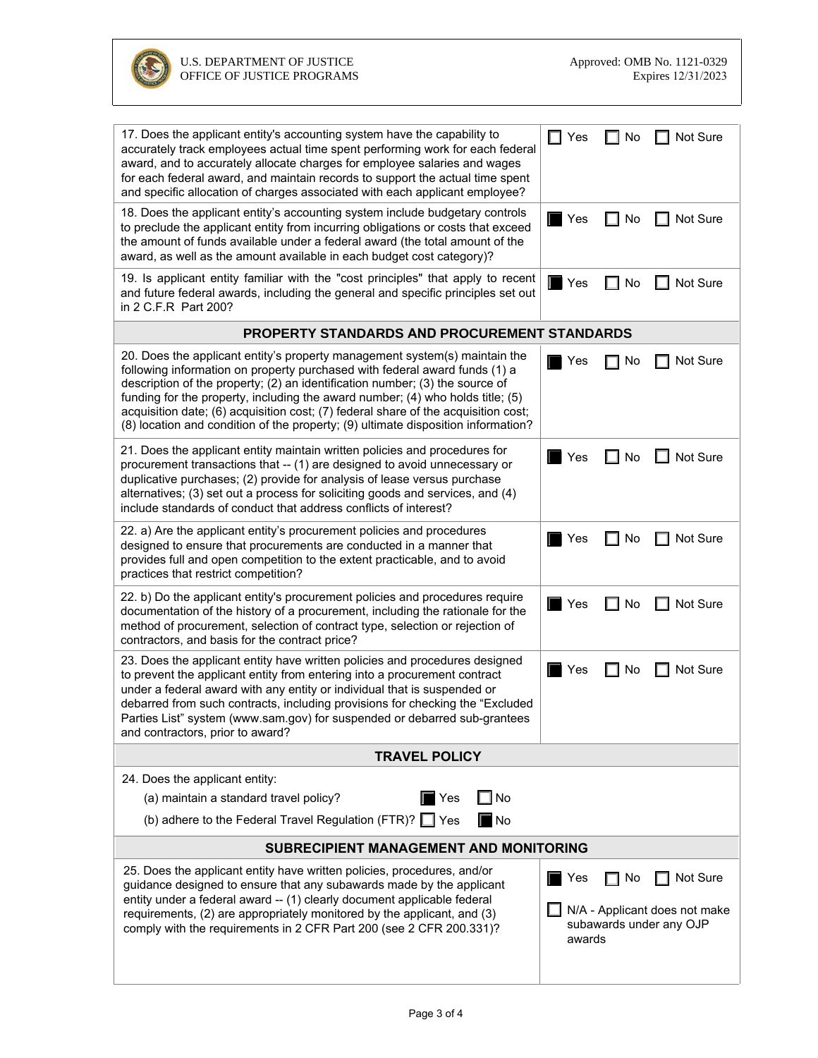U.S. DEPARTMENT OF JUSTICE
OFFICE OF JUSTICE PROGRAMS

Approved: OMB No. 1121-0329
Expires 12/31/2023

| Question | Response |
|---|---|
| 17. Does the applicant entity's accounting system have the capability to accurately track employees actual time spent performing work for each federal award, and to accurately allocate charges for employee salaries and wages for each federal award, and maintain records to support the actual time spent and specific allocation of charges associated with each applicant employee? | ☐ Yes ☐ No ☐ Not Sure |
| 18. Does the applicant entity's accounting system include budgetary controls to preclude the applicant entity from incurring obligations or costs that exceed the amount of funds available under a federal award (the total amount of the award, as well as the amount available in each budget cost category)? | ☒ Yes ☐ No ☐ Not Sure |
| 19. Is applicant entity familiar with the "cost principles" that apply to recent and future federal awards, including the general and specific principles set out in 2 C.F.R Part 200? | ☒ Yes ☐ No ☐ Not Sure |
| **PROPERTY STANDARDS AND PROCUREMENT STANDARDS** | |
| 20. Does the applicant entity's property management system(s) maintain the following information on property purchased with federal award funds (1) a description of the property; (2) an identification number; (3) the source of funding for the property, including the award number; (4) who holds title; (5) acquisition date; (6) acquisition cost; (7) federal share of the acquisition cost; (8) location and condition of the property; (9) ultimate disposition information? | ☒ Yes ☐ No ☐ Not Sure |
| 21. Does the applicant entity maintain written policies and procedures for procurement transactions that -- (1) are designed to avoid unnecessary or duplicative purchases; (2) provide for analysis of lease versus purchase alternatives; (3) set out a process for soliciting goods and services, and (4) include standards of conduct that address conflicts of interest? | ☒ Yes ☐ No ☐ Not Sure |
| 22. a) Are the applicant entity's procurement policies and procedures designed to ensure that procurements are conducted in a manner that provides full and open competition to the extent practicable, and to avoid practices that restrict competition? | ☒ Yes ☐ No ☐ Not Sure |
| 22. b) Do the applicant entity's procurement policies and procedures require documentation of the history of a procurement, including the rationale for the method of procurement, selection of contract type, selection or rejection of contractors, and basis for the contract price? | ☒ Yes ☐ No ☐ Not Sure |
| 23. Does the applicant entity have written policies and procedures designed to prevent the applicant entity from entering into a procurement contract under a federal award with any entity or individual that is suspended or debarred from such contracts, including provisions for checking the "Excluded Parties List" system (www.sam.gov) for suspended or debarred sub-grantees and contractors, prior to award? | ☒ Yes ☐ No ☐ Not Sure |
| **TRAVEL POLICY** | |
| 24. Does the applicant entity:<br>(a) maintain a standard travel policy? ☒ Yes ☐ No<br>(b) adhere to the Federal Travel Regulation (FTR)? ☐ Yes ☒ No | |
| **SUBRECIPIENT MANAGEMENT AND MONITORING** | |
| 25. Does the applicant entity have written policies, procedures, and/or guidance designed to ensure that any subawards made by the applicant entity under a federal award -- (1) clearly document applicable federal requirements, (2) are appropriately monitored by the applicant, and (3) comply with the requirements in 2 CFR Part 200 (see 2 CFR 200.331)? | ☒ Yes ☐ No ☐ Not Sure<br>☐ N/A - Applicant does not make subawards under any OJP awards |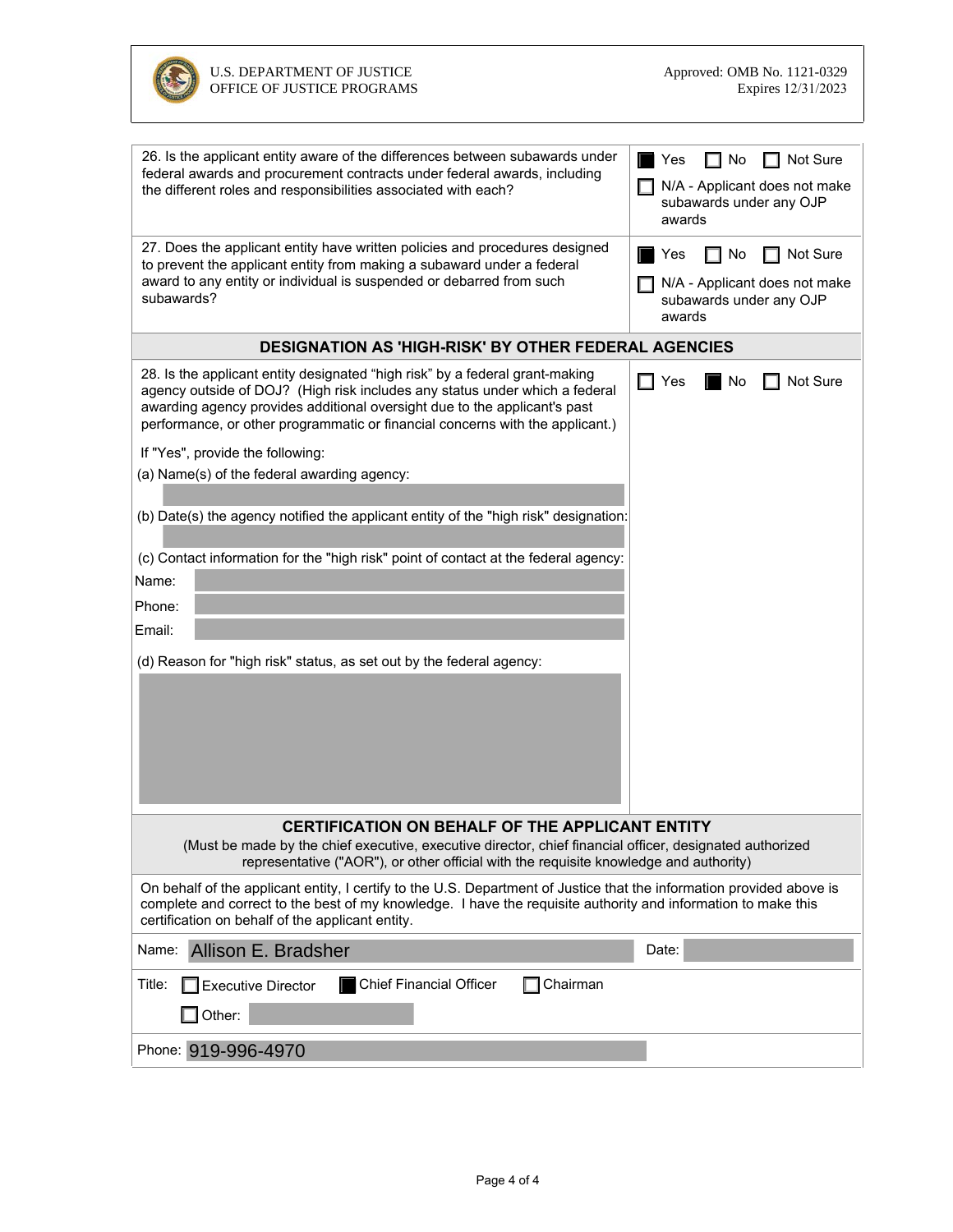U.S. DEPARTMENT OF JUSTICE
OFFICE OF JUSTICE PROGRAMS

Approved: OMB No. 1121-0329
Expires 12/31/2023

| | |
|---|---|
| 26. Is the applicant entity aware of the differences between subawards under federal awards and procurement contracts under federal awards, including the different roles and responsibilities associated with each? | ☒ Yes ☐ No ☐ Not Sure<br>☐ N/A - Applicant does not make subawards under any OJP awards |
| 27. Does the applicant entity have written policies and procedures designed to prevent the applicant entity from making a subaward under a federal award to any entity or individual is suspended or debarred from such subawards? | ☒ Yes ☐ No ☐ Not Sure<br>☐ N/A - Applicant does not make subawards under any OJP awards |

## DESIGNATION AS 'HIGH-RISK' BY OTHER FEDERAL AGENCIES

28. Is the applicant entity designated "high risk" by a federal grant-making agency outside of DOJ? (High risk includes any status under which a federal awarding agency provides additional oversight due to the applicant's past performance, or other programmatic or financial concerns with the applicant.)

☐ Yes ☒ No ☐ Not Sure

If "Yes", provide the following:

(a) Name(s) of the federal awarding agency:

(b) Date(s) the agency notified the applicant entity of the "high risk" designation:

(c) Contact information for the "high risk" point of contact at the federal agency:

Name:

Phone:

Email:

(d) Reason for "high risk" status, as set out by the federal agency:

## CERTIFICATION ON BEHALF OF THE APPLICANT ENTITY

(Must be made by the chief executive, executive director, chief financial officer, designated authorized representative ("AOR"), or other official with the requisite knowledge and authority)

On behalf of the applicant entity, I certify to the U.S. Department of Justice that the information provided above is complete and correct to the best of my knowledge. I have the requisite authority and information to make this certification on behalf of the applicant entity.

Name: Allison E. Bradsher

Date:

Title: ☐ Executive Director ☒ Chief Financial Officer ☐ Chairman

☐ Other:

Phone: 919-996-4970